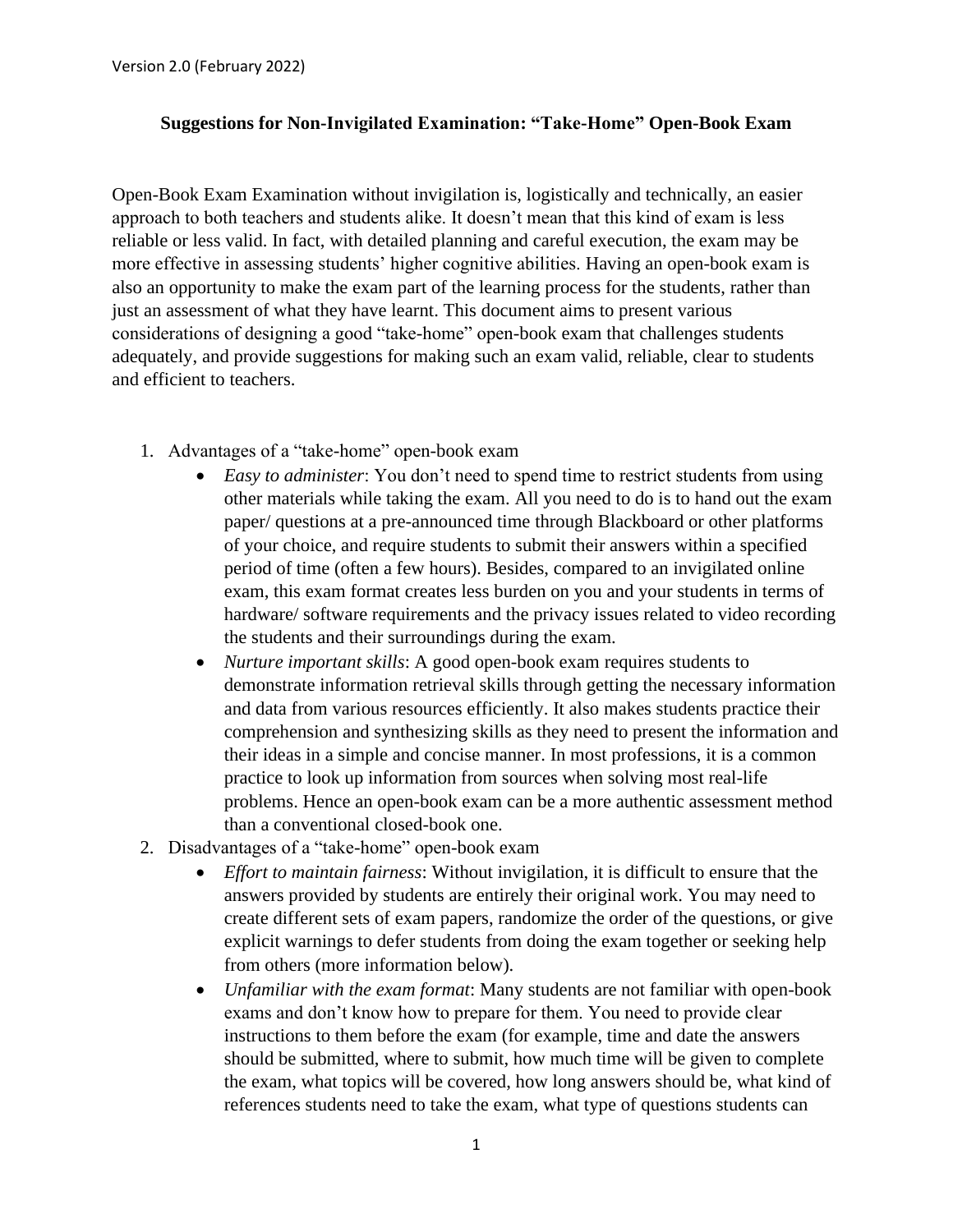Version 2.0 (February 2022)

# Suggestions for Non-Invigilated Examination: "Take-Home" Open-Book Exam

Open-Book Exam Examination without invigilation is, logistically and technically, an easier approach to both teachers and students alike. It doesn't mean that this kind of exam is less reliable or less valid. In fact, with detailed planning and careful execution, the exam may be more effective in assessing students' higher cognitive abilities. Having an open-book exam is also an opportunity to make the exam part of the learning process for the students, rather than just an assessment of what they have learnt. This document aims to present various considerations of designing a good "take-home" open-book exam that challenges students adequately, and provide suggestions for making such an exam valid, reliable, clear to students and efficient to teachers.

1. Advantages of a "take-home" open-book exam
   - *Easy to administer*: You don't need to spend time to restrict students from using other materials while taking the exam. All you need to do is to hand out the exam paper/ questions at a pre-announced time through Blackboard or other platforms of your choice, and require students to submit their answers within a specified period of time (often a few hours). Besides, compared to an invigilated online exam, this exam format creates less burden on you and your students in terms of hardware/ software requirements and the privacy issues related to video recording the students and their surroundings during the exam.
   - *Nurture important skills*: A good open-book exam requires students to demonstrate information retrieval skills through getting the necessary information and data from various resources efficiently. It also makes students practice their comprehension and synthesizing skills as they need to present the information and their ideas in a simple and concise manner. In most professions, it is a common practice to look up information from sources when solving most real-life problems. Hence an open-book exam can be a more authentic assessment method than a conventional closed-book one.
2. Disadvantages of a "take-home" open-book exam
   - *Effort to maintain fairness*: Without invigilation, it is difficult to ensure that the answers provided by students are entirely their original work. You may need to create different sets of exam papers, randomize the order of the questions, or give explicit warnings to defer students from doing the exam together or seeking help from others (more information below).
   - *Unfamiliar with the exam format*: Many students are not familiar with open-book exams and don't know how to prepare for them. You need to provide clear instructions to them before the exam (for example, time and date the answers should be submitted, where to submit, how much time will be given to complete the exam, what topics will be covered, how long answers should be, what kind of references students need to take the exam, what type of questions students can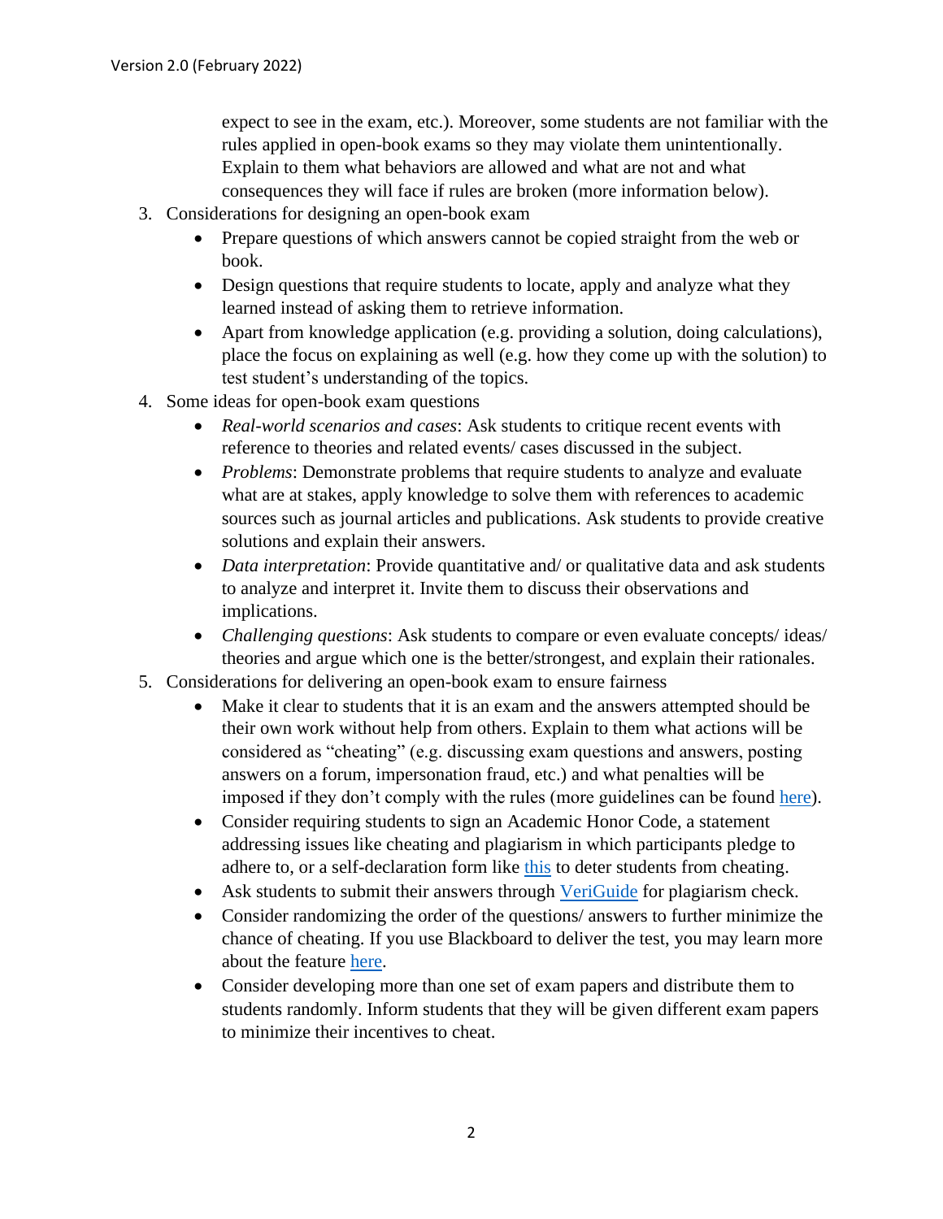expect to see in the exam, etc.). Moreover, some students are not familiar with the rules applied in open-book exams so they may violate them unintentionally. Explain to them what behaviors are allowed and what are not and what consequences they will face if rules are broken (more information below).

3. Considerations for designing an open-book exam
    - Prepare questions of which answers cannot be copied straight from the web or book.
    - Design questions that require students to locate, apply and analyze what they learned instead of asking them to retrieve information.
    - Apart from knowledge application (e.g. providing a solution, doing calculations), place the focus on explaining as well (e.g. how they come up with the solution) to test student's understanding of the topics.
4. Some ideas for open-book exam questions
    - *Real-world scenarios and cases*: Ask students to critique recent events with reference to theories and related events/ cases discussed in the subject.
    - *Problems*: Demonstrate problems that require students to analyze and evaluate what are at stakes, apply knowledge to solve them with references to academic sources such as journal articles and publications. Ask students to provide creative solutions and explain their answers.
    - *Data interpretation*: Provide quantitative and/ or qualitative data and ask students to analyze and interpret it. Invite them to discuss their observations and implications.
    - *Challenging questions*: Ask students to compare or even evaluate concepts/ ideas/ theories and argue which one is the better/strongest, and explain their rationales.
5. Considerations for delivering an open-book exam to ensure fairness
    - Make it clear to students that it is an exam and the answers attempted should be their own work without help from others. Explain to them what actions will be considered as "cheating" (e.g. discussing exam questions and answers, posting answers on a forum, impersonation fraud, etc.) and what penalties will be imposed if they don't comply with the rules (more guidelines can be found here).
    - Consider requiring students to sign an Academic Honor Code, a statement addressing issues like cheating and plagiarism in which participants pledge to adhere to, or a self-declaration form like this to deter students from cheating.
    - Ask students to submit their answers through VeriGuide for plagiarism check.
    - Consider randomizing the order of the questions/ answers to further minimize the chance of cheating. If you use Blackboard to deliver the test, you may learn more about the feature here.
    - Consider developing more than one set of exam papers and distribute them to students randomly. Inform students that they will be given different exam papers to minimize their incentives to cheat.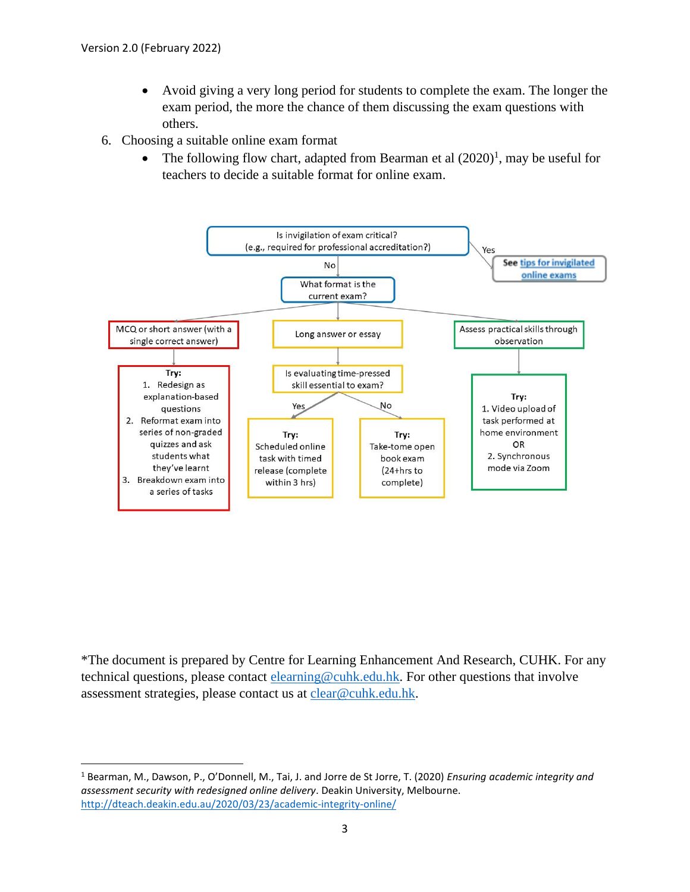- Avoid giving a very long period for students to complete the exam. The longer the exam period, the more the chance of them discussing the exam questions with others.

6. Choosing a suitable online exam format
   - The following flow chart, adapted from Bearman et al (2020)[1], may be useful for teachers to decide a suitable format for online exam.

Is invigilation of exam critical?
(e.g., required for professional accreditation?)

Yes

See tips for invigilated online exams

No

What format is the current exam?

MCQ or short answer (with a single correct answer)

Try:
1. Redesign as explanation-based questions
2. Reformat exam into series of non-graded quizzes and ask students what they've learnt
3. Breakdown exam into a series of tasks

Long answer or essay

Is evaluating time-pressed skill essential to exam?

Yes

Try:
Scheduled online task with timed release (complete within 3 hrs)

No

Try:
Take-tome open book exam (24+hrs to complete)

Assess practical skills through observation

Try:
1. Video upload of task performed at home environment
OR
2. Synchronous mode via Zoom

*The document is prepared by Centre for Learning Enhancement And Research, CUHK. For any technical questions, please contact elearning@cuhk.edu.hk. For other questions that involve assessment strategies, please contact us at clear@cuhk.edu.hk.

[1] Bearman, M., Dawson, P., O'Donnell, M., Tai, J. and Jorre de St Jorre, T. (2020) *Ensuring academic integrity and assessment security with redesigned online delivery*. Deakin University, Melbourne. http://dteach.deakin.edu.au/2020/03/23/academic-integrity-online/